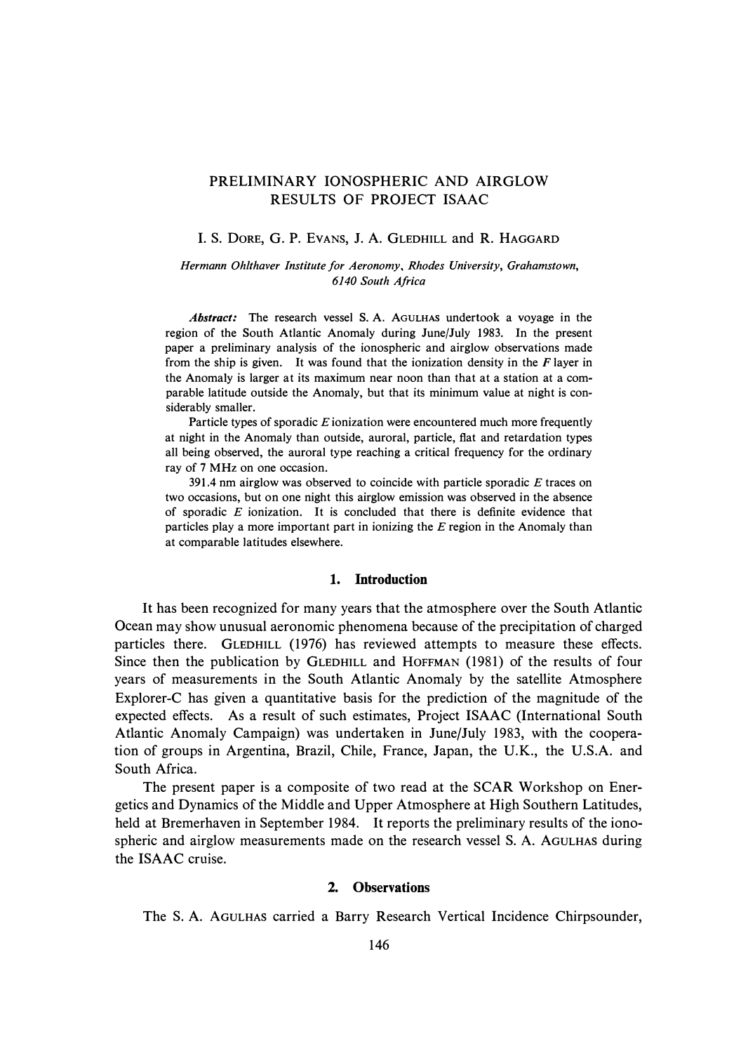# PRELIMINARY IONOSPHERIC AND AIRGLOW RESULTS OF PROJECT ISAAC

I. S. DORE, G. P. EVANS, J. A. GLEDHILL and R. HAGGARD

*Hermann Ohlthaver Institute for Aeronomy, Rhodes University, Grahamstown, 6140 South Africa*

***Abstract:*** The research vessel S. A. AGULHAS undertook a voyage in the region of the South Atlantic Anomaly during June/July 1983. In the present paper a preliminary analysis of the ionospheric and airglow observations made from the ship is given. It was found that the ionization density in the *F* layer in the Anomaly is larger at its maximum near noon than that at a station at a comparable latitude outside the Anomaly, but that its minimum value at night is considerably smaller.

Particle types of sporadic *E* ionization were encountered much more frequently at night in the Anomaly than outside, auroral, particle, flat and retardation types all being observed, the auroral type reaching a critical frequency for the ordinary ray of 7 MHz on one occasion.

391.4 nm airglow was observed to coincide with particle sporadic *E* traces on two occasions, but on one night this airglow emission was observed in the absence of sporadic *E* ionization. It is concluded that there is definite evidence that particles play a more important part in ionizing the *E* region in the Anomaly than at comparable latitudes elsewhere.

## 1. Introduction

It has been recognized for many years that the atmosphere over the South Atlantic Ocean may show unusual aeronomic phenomena because of the precipitation of charged particles there. GLEDHILL (1976) has reviewed attempts to measure these effects. Since then the publication by GLEDHILL and HOFFMAN (1981) of the results of four years of measurements in the South Atlantic Anomaly by the satellite Atmosphere Explorer-C has given a quantitative basis for the prediction of the magnitude of the expected effects. As a result of such estimates, Project ISAAC (International South Atlantic Anomaly Campaign) was undertaken in June/July 1983, with the cooperation of groups in Argentina, Brazil, Chile, France, Japan, the U.K., the U.S.A. and South Africa.

The present paper is a composite of two read at the SCAR Workshop on Energetics and Dynamics of the Middle and Upper Atmosphere at High Southern Latitudes, held at Bremerhaven in September 1984. It reports the preliminary results of the ionospheric and airglow measurements made on the research vessel S. A. AGULHAS during the ISAAC cruise.

## 2. Observations

The S. A. AGULHAS carried a Barry Research Vertical Incidence Chirpsounder,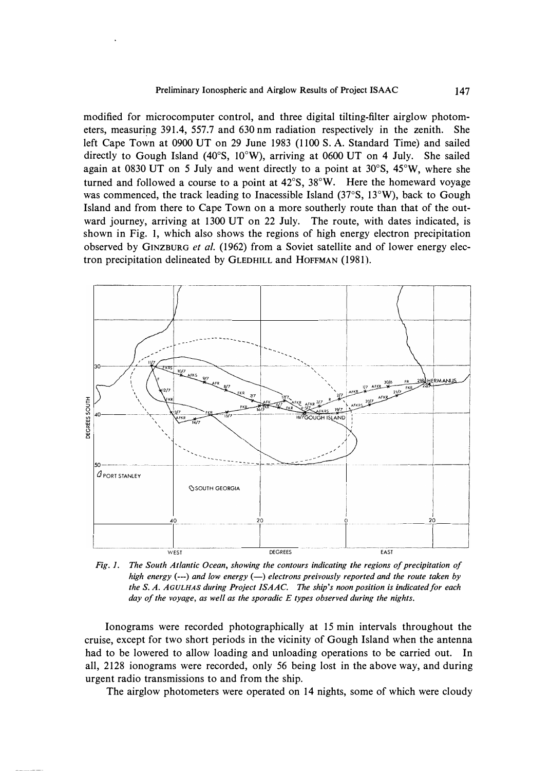modified for microcomputer control, and three digital tilting-filter airglow photometers, measuring 391.4, 557.7 and 630 nm radiation respectively in the zenith. She left Cape Town at 0900 UT on 29 June 1983 (1100 S. A. Standard Time) and sailed directly to Gough Island (40°S, 10°W), arriving at 0600 UT on 4 July. She sailed again at 0830 UT on 5 July and went directly to a point at 30°S, 45°W, where she turned and followed a course to a point at 42°S, 38°W. Here the homeward voyage was commenced, the track leading to Inaccessible Island (37°S, 13°W), back to Gough Island and from there to Cape Town on a more southerly route than that of the outward journey, arriving at 1300 UT on 22 July. The route, with dates indicated, is shown in Fig. 1, which also shows the regions of high energy electron precipitation observed by GINZBURG *et al.* (1962) from a Soviet satellite and of lower energy electron precipitation delineated by GLEDHILL and HOFFMAN (1981).

*Fig. 1. The South Atlantic Ocean, showing the contours indicating the regions of precipitation of high energy (---) and low energy (—) electrons preivously reported and the route taken by the S. A. AGULHAS during Project ISAAC. The ship's noon position is indicated for each day of the voyage, as well as the sporadic E types observed during the nights.*

Ionograms were recorded photographically at 15 min intervals throughout the cruise, except for two short periods in the vicinity of Gough Island when the antenna had to be lowered to allow loading and unloading operations to be carried out. In all, 2128 ionograms were recorded, only 56 being lost in the above way, and during urgent radio transmissions to and from the ship.

The airglow photometers were operated on 14 nights, some of which were cloudy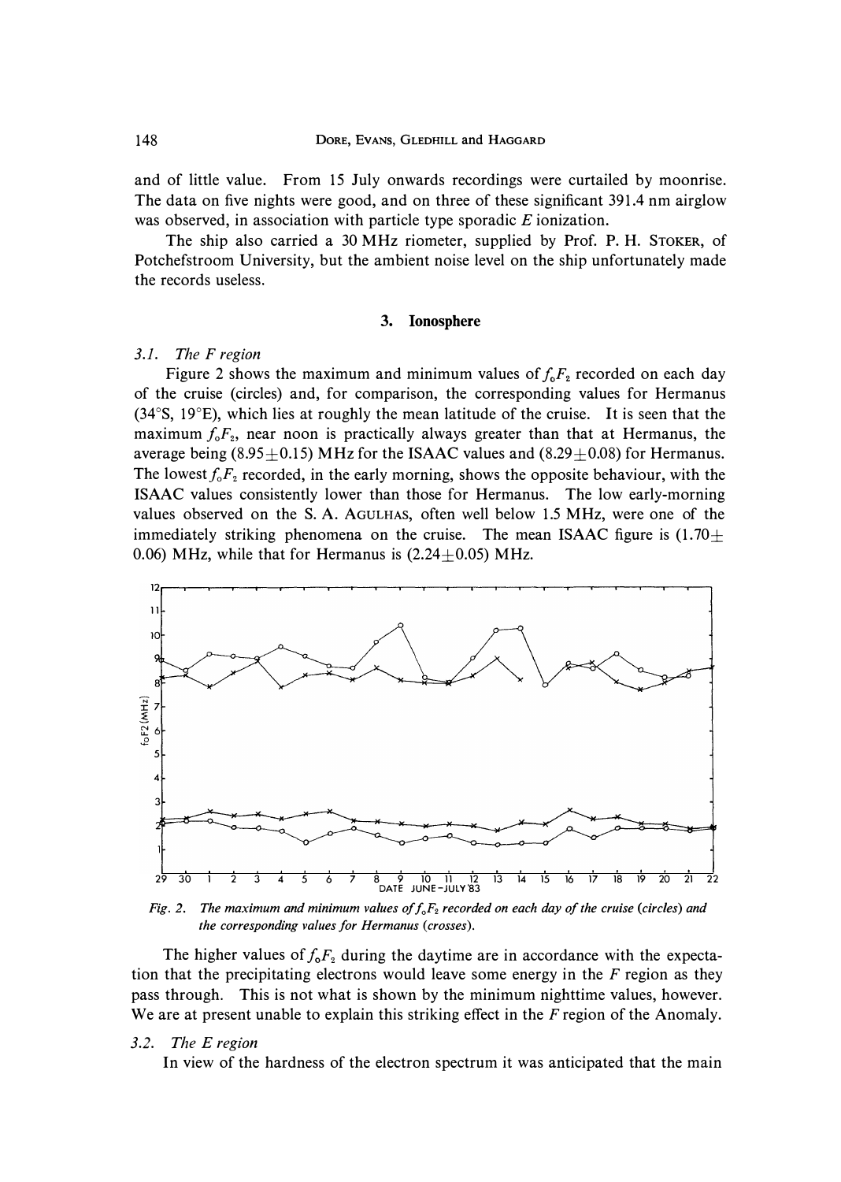and of little value. From 15 July onwards recordings were curtailed by moonrise. The data on five nights were good, and on three of these significant 391.4 nm airglow was observed, in association with particle type sporadic $E$ ionization.

The ship also carried a 30 MHz riometer, supplied by Prof. P. H. STOKER, of Potchefstroom University, but the ambient noise level on the ship unfortunately made the records useless.

## 3. Ionosphere

### 3.1. The F region

Figure 2 shows the maximum and minimum values of $f_oF_2$ recorded on each day of the cruise (circles) and, for comparison, the corresponding values for Hermanus (34°S, 19°E), which lies at roughly the mean latitude of the cruise. It is seen that the maximum $f_oF_2$, near noon is practically always greater than that at Hermanus, the average being $(8.95 \pm 0.15)$ MHz for the ISAAC values and $(8.29 \pm 0.08)$ for Hermanus. The lowest $f_oF_2$ recorded, in the early morning, shows the opposite behaviour, with the ISAAC values consistently lower than those for Hermanus. The low early-morning values observed on the S. A. AGULHAS, often well below 1.5 MHz, were one of the immediately striking phenomena on the cruise. The mean ISAAC figure is $(1.70 \pm 0.06)$ MHz, while that for Hermanus is $(2.24 \pm 0.05)$ MHz.

*Fig. 2. The maximum and minimum values of $f_oF_2$ recorded on each day of the cruise (circles) and the corresponding values for Hermanus (crosses).*

The higher values of $f_oF_2$ during the daytime are in accordance with the expectation that the precipitating electrons would leave some energy in the $F$ region as they pass through. This is not what is shown by the minimum nighttime values, however. We are at present unable to explain this striking effect in the $F$ region of the Anomaly.

### 3.2. The E region

In view of the hardness of the electron spectrum it was anticipated that the main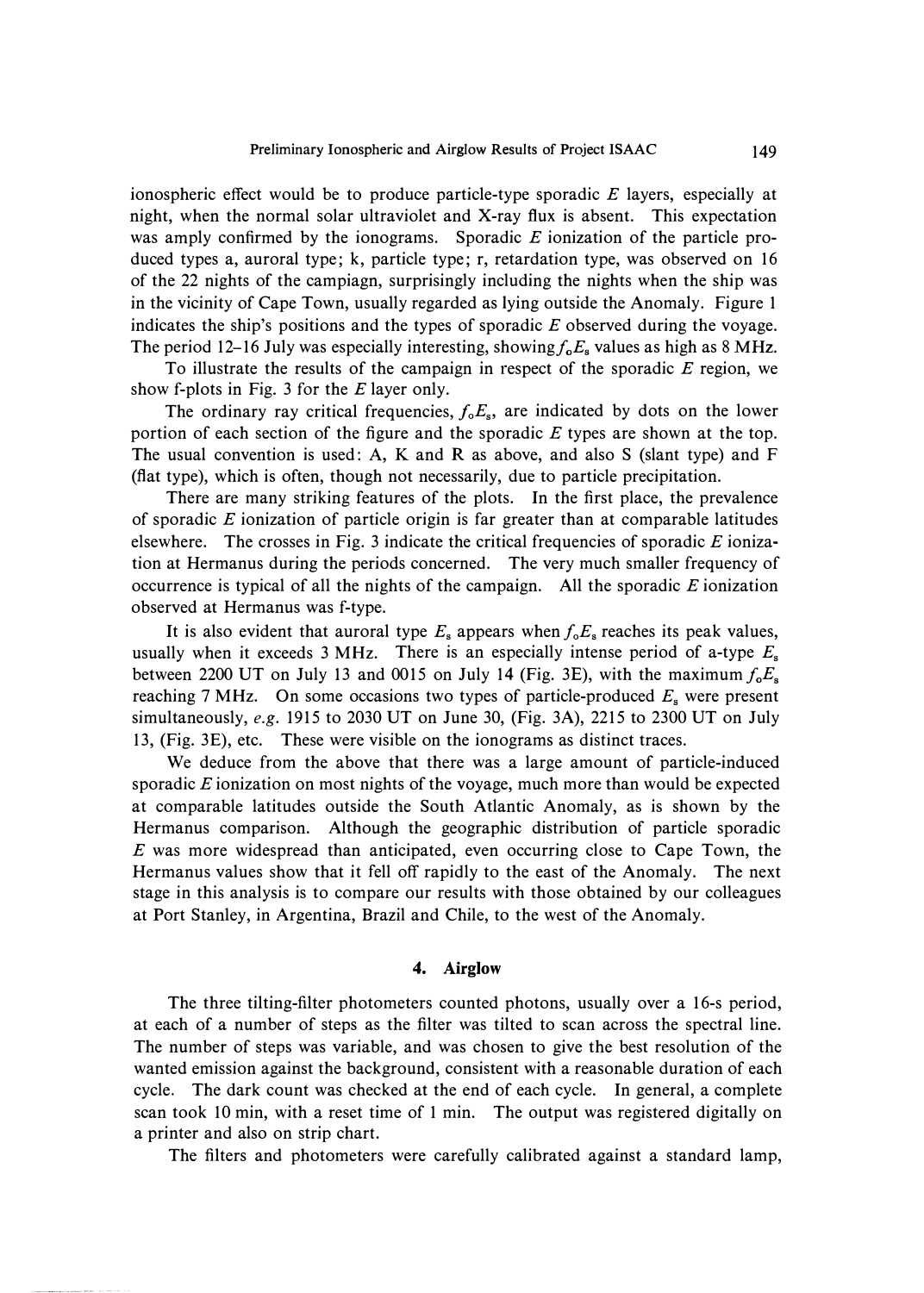ionospheric effect would be to produce particle-type sporadic *E* layers, especially at night, when the normal solar ultraviolet and X-ray flux is absent. This expectation was amply confirmed by the ionograms. Sporadic *E* ionization of the particle produced types a, auroral type; k, particle type; r, retardation type, was observed on 16 of the 22 nights of the campiagn, surprisingly including the nights when the ship was in the vicinity of Cape Town, usually regarded as lying outside the Anomaly. Figure 1 indicates the ship's positions and the types of sporadic *E* observed during the voyage. The period 12–16 July was especially interesting, showing $f_oE_s$ values as high as 8 MHz.

To illustrate the results of the campaign in respect of the sporadic *E* region, we show f-plots in Fig. 3 for the *E* layer only.

The ordinary ray critical frequencies, $f_oE_s$, are indicated by dots on the lower portion of each section of the figure and the sporadic *E* types are shown at the top. The usual convention is used: A, K and R as above, and also S (slant type) and F (flat type), which is often, though not necessarily, due to particle precipitation.

There are many striking features of the plots. In the first place, the prevalence of sporadic *E* ionization of particle origin is far greater than at comparable latitudes elsewhere. The crosses in Fig. 3 indicate the critical frequencies of sporadic *E* ionization at Hermanus during the periods concerned. The very much smaller frequency of occurrence is typical of all the nights of the campaign. All the sporadic *E* ionization observed at Hermanus was f-type.

It is also evident that auroral type $E_s$ appears when $f_oE_s$ reaches its peak values, usually when it exceeds 3 MHz. There is an especially intense period of a-type $E_s$ between 2200 UT on July 13 and 0015 on July 14 (Fig. 3E), with the maximum $f_oE_s$ reaching 7 MHz. On some occasions two types of particle-produced $E_s$ were present simultaneously, *e.g.* 1915 to 2030 UT on June 30, (Fig. 3A), 2215 to 2300 UT on July 13, (Fig. 3E), etc. These were visible on the ionograms as distinct traces.

We deduce from the above that there was a large amount of particle-induced sporadic *E* ionization on most nights of the voyage, much more than would be expected at comparable latitudes outside the South Atlantic Anomaly, as is shown by the Hermanus comparison. Although the geographic distribution of particle sporadic *E* was more widespread than anticipated, even occurring close to Cape Town, the Hermanus values show that it fell off rapidly to the east of the Anomaly. The next stage in this analysis is to compare our results with those obtained by our colleagues at Port Stanley, in Argentina, Brazil and Chile, to the west of the Anomaly.

## 4. Airglow

The three tilting-filter photometers counted photons, usually over a 16-s period, at each of a number of steps as the filter was tilted to scan across the spectral line. The number of steps was variable, and was chosen to give the best resolution of the wanted emission against the background, consistent with a reasonable duration of each cycle. The dark count was checked at the end of each cycle. In general, a complete scan took 10 min, with a reset time of 1 min. The output was registered digitally on a printer and also on strip chart.

The filters and photometers were carefully calibrated against a standard lamp,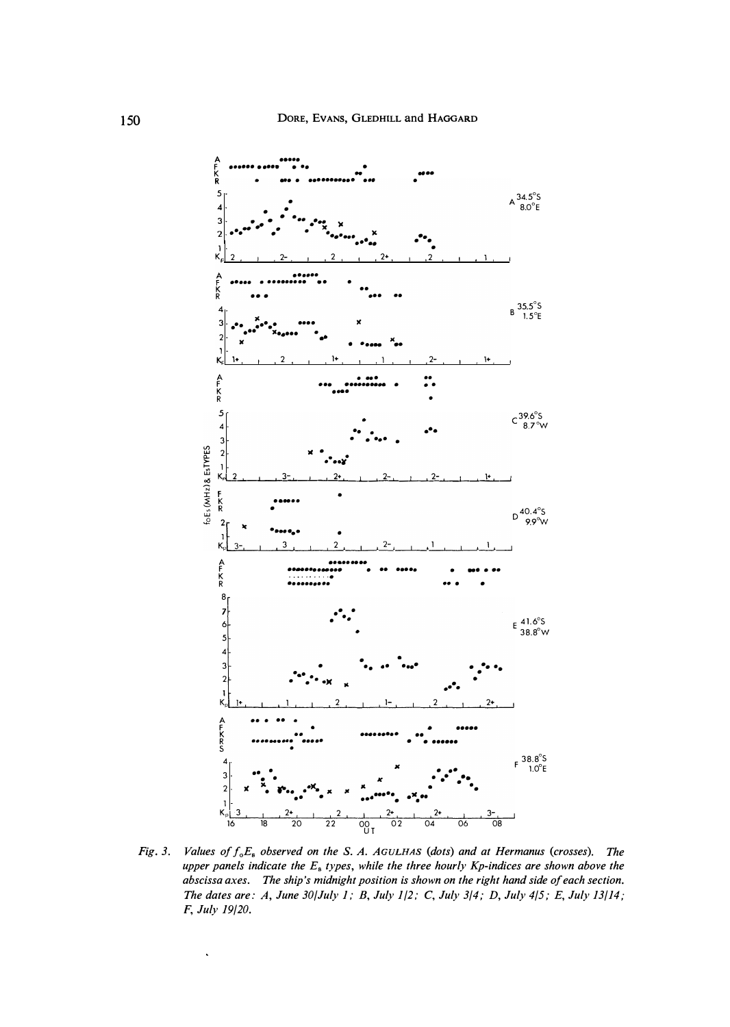*Fig. 3.* *Values of $f_oE_s$ observed on the S. A. AGULHAS (dots) and at Hermanus (crosses). The upper panels indicate the $E_s$ types, while the three hourly Kp-indices are shown above the abscissa axes. The ship's midnight position is shown on the right hand side of each section. The dates are: A, June 30/July 1; B, July 1/2; C, July 3/4; D, July 4/5; E, July 13/14; F, July 19/20.*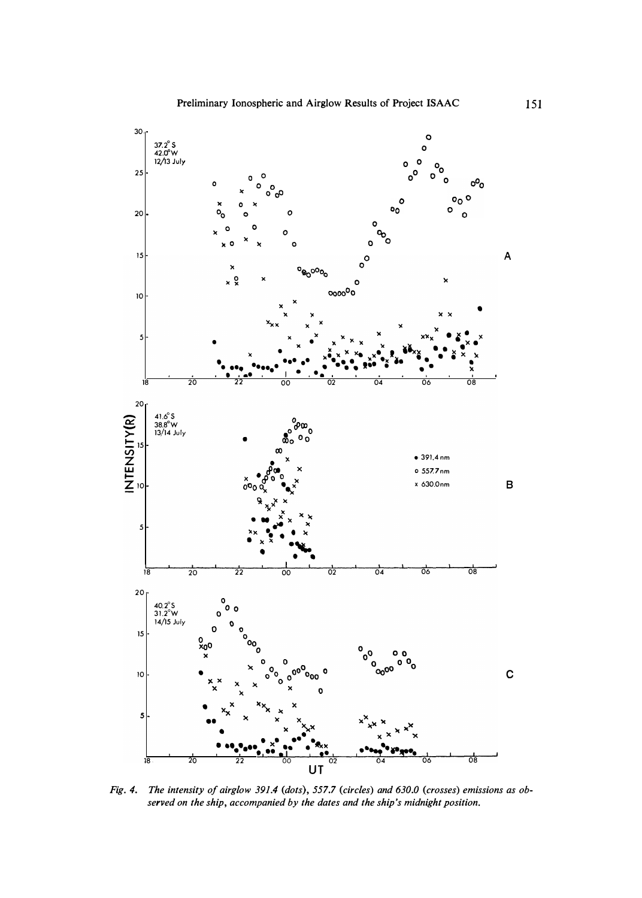*Fig. 4. The intensity of airglow 391.4 (dots), 557.7 (circles) and 630.0 (crosses) emissions as observed on the ship, accompanied by the dates and the ship's midnight position.*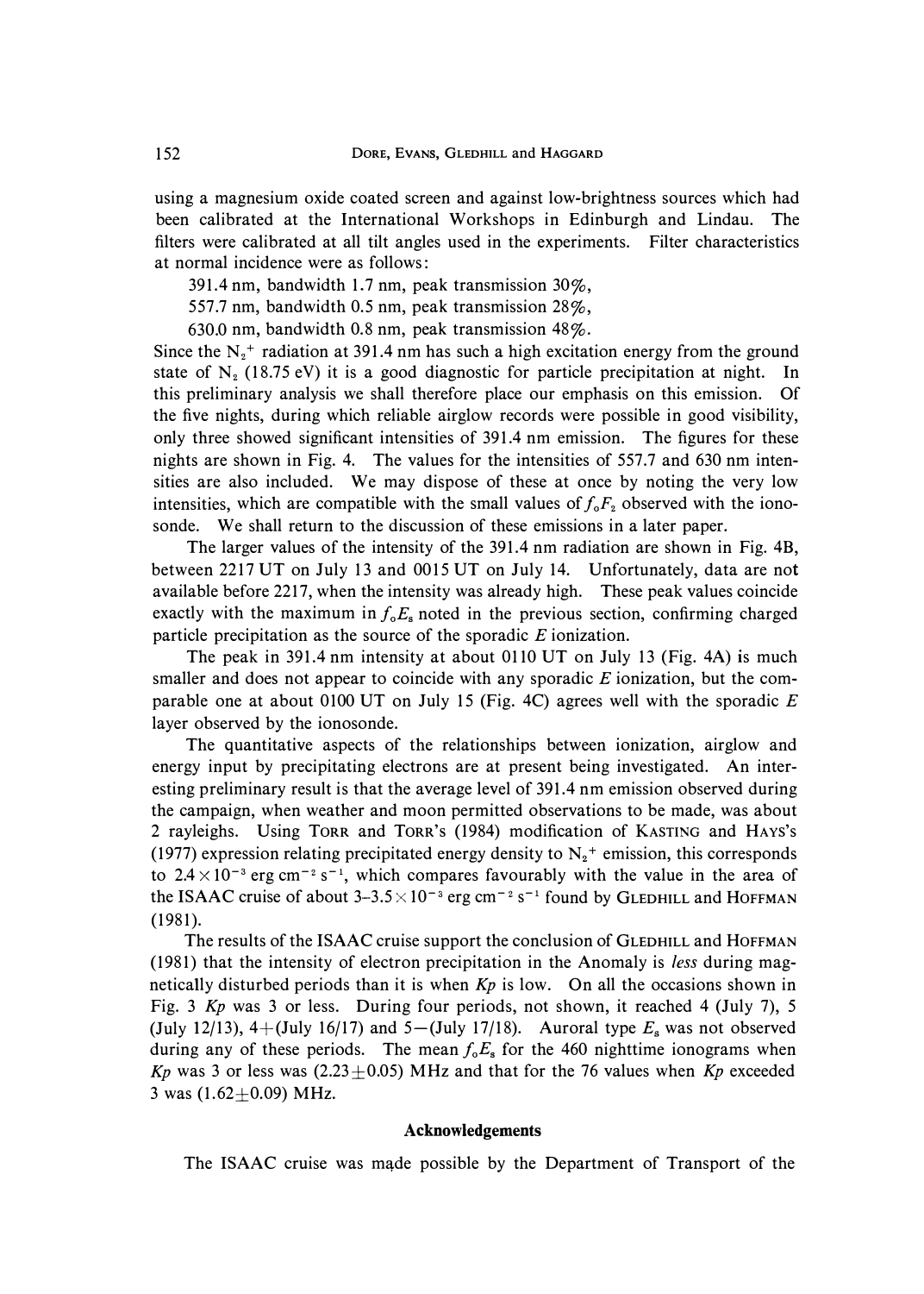using a magnesium oxide coated screen and against low-brightness sources which had been calibrated at the International Workshops in Edinburgh and Lindau. The filters were calibrated at all tilt angles used in the experiments. Filter characteristics at normal incidence were as follows:

391.4 nm, bandwidth 1.7 nm, peak transmission 30%,

557.7 nm, bandwidth 0.5 nm, peak transmission 28%,

630.0 nm, bandwidth 0.8 nm, peak transmission 48%.

Since the $N_2^+$ radiation at 391.4 nm has such a high excitation energy from the ground state of $N_2$ (18.75 eV) it is a good diagnostic for particle precipitation at night. In this preliminary analysis we shall therefore place our emphasis on this emission. Of the five nights, during which reliable airglow records were possible in good visibility, only three showed significant intensities of 391.4 nm emission. The figures for these nights are shown in Fig. 4. The values for the intensities of 557.7 and 630 nm intensities are also included. We may dispose of these at once by noting the very low intensities, which are compatible with the small values of $f_oF_2$ observed with the ionosonde. We shall return to the discussion of these emissions in a later paper.

The larger values of the intensity of the 391.4 nm radiation are shown in Fig. 4B, between 2217 UT on July 13 and 0015 UT on July 14. Unfortunately, data are not available before 2217, when the intensity was already high. These peak values coincide exactly with the maximum in $f_oE_s$ noted in the previous section, confirming charged particle precipitation as the source of the sporadic *E* ionization.

The peak in 391.4 nm intensity at about 0110 UT on July 13 (Fig. 4A) is much smaller and does not appear to coincide with any sporadic *E* ionization, but the comparable one at about 0100 UT on July 15 (Fig. 4C) agrees well with the sporadic *E* layer observed by the ionosonde.

The quantitative aspects of the relationships between ionization, airglow and energy input by precipitating electrons are at present being investigated. An interesting preliminary result is that the average level of 391.4 nm emission observed during the campaign, when weather and moon permitted observations to be made, was about 2 rayleighs. Using Torr and Torr's (1984) modification of Kasting and Hays's (1977) expression relating precipitated energy density to $N_2^+$ emission, this corresponds to $2.4 \times 10^{-3}$ erg cm$^{-2}$ s$^{-1}$, which compares favourably with the value in the area of the ISAAC cruise of about 3–3.5 $\times 10^{-3}$ erg cm$^{-2}$ s$^{-1}$ found by Gledhill and Hoffman (1981).

The results of the ISAAC cruise support the conclusion of Gledhill and Hoffman (1981) that the intensity of electron precipitation in the Anomaly is *less* during magnetically disturbed periods than it is when *Kp* is low. On all the occasions shown in Fig. 3 *Kp* was 3 or less. During four periods, not shown, it reached 4 (July 7), 5 (July 12/13), 4+ (July 16/17) and 5− (July 17/18). Auroral type $E_s$ was not observed during any of these periods. The mean $f_oE_s$ for the 460 nighttime ionograms when *Kp* was 3 or less was (2.23±0.05) MHz and that for the 76 values when *Kp* exceeded 3 was (1.62±0.09) MHz.

## Acknowledgements

The ISAAC cruise was made possible by the Department of Transport of the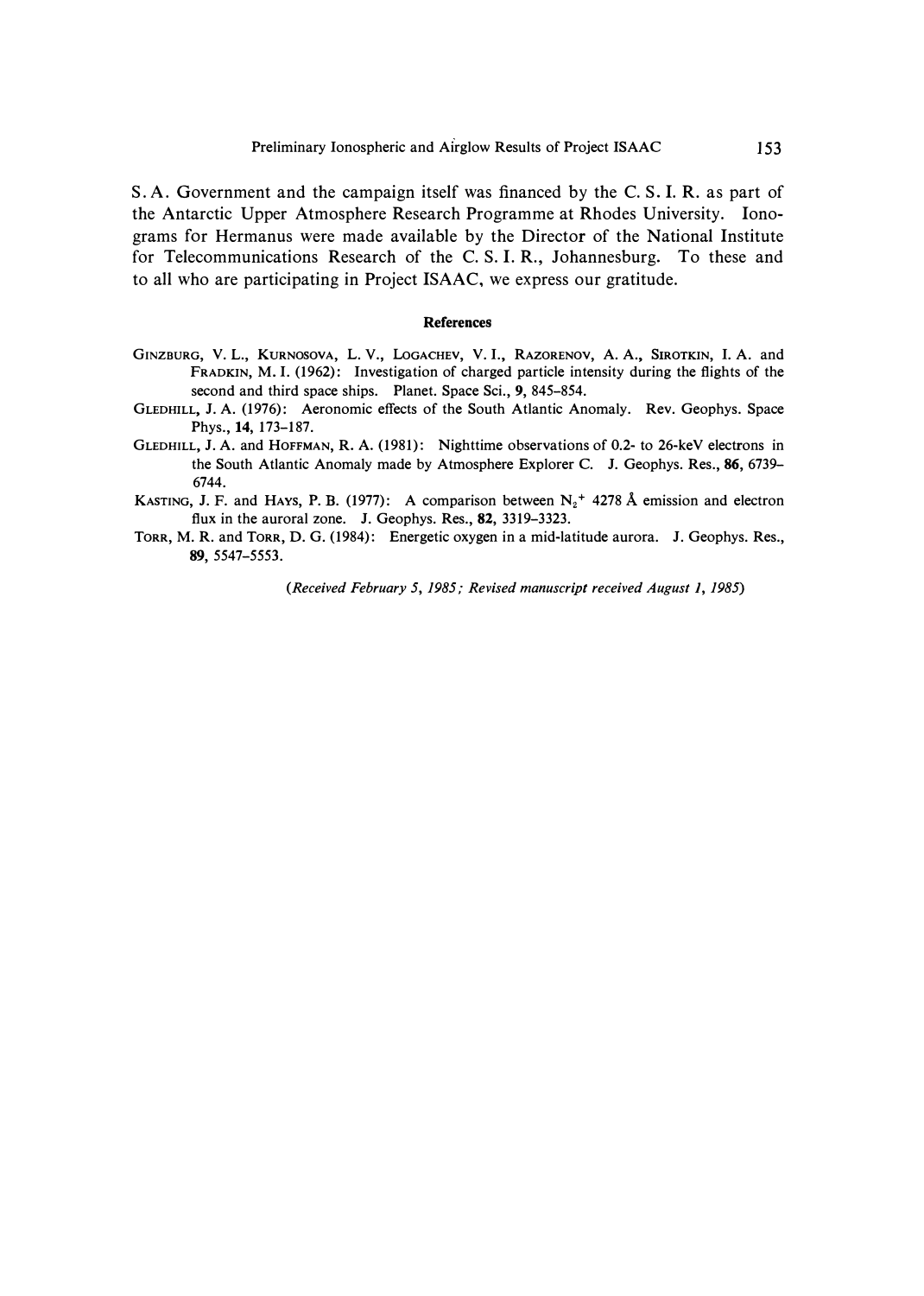S. A. Government and the campaign itself was financed by the C. S. I. R. as part of the Antarctic Upper Atmosphere Research Programme at Rhodes University. Ionograms for Hermanus were made available by the Director of the National Institute for Telecommunications Research of the C. S. I. R., Johannesburg. To these and to all who are participating in Project ISAAC, we express our gratitude.

### References

GINZBURG, V. L., KURNOSOVA, L. V., LOGACHEV, V. I., RAZORENOV, A. A., SIROTKIN, I. A. and FRADKIN, M. I. (1962): Investigation of charged particle intensity during the flights of the second and third space ships. Planet. Space Sci., **9**, 845–854.

GLEDHILL, J. A. (1976): Aeronomic effects of the South Atlantic Anomaly. Rev. Geophys. Space Phys., **14**, 173–187.

GLEDHILL, J. A. and HOFFMAN, R. A. (1981): Nighttime observations of 0.2- to 26-keV electrons in the South Atlantic Anomaly made by Atmosphere Explorer C. J. Geophys. Res., **86**, 6739–6744.

KASTING, J. F. and HAYS, P. B. (1977): A comparison between $N_2^+$ 4278 Å emission and electron flux in the auroral zone. J. Geophys. Res., **82**, 3319–3323.

TORR, M. R. and TORR, D. G. (1984): Energetic oxygen in a mid-latitude aurora. J. Geophys. Res., **89**, 5547–5553.

*(Received February 5, 1985; Revised manuscript received August 1, 1985)*